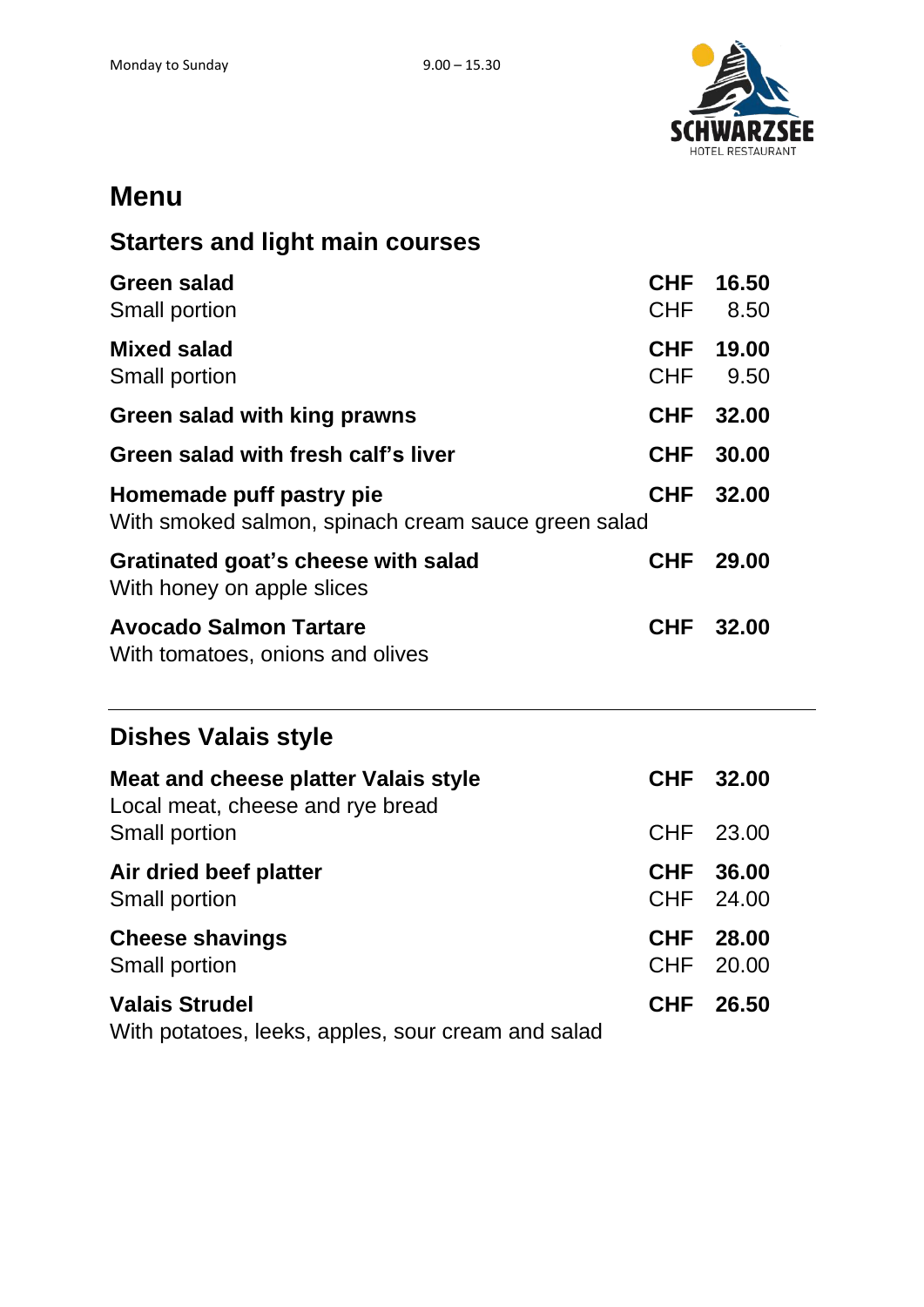Monday to Sunday 9.00 – 15.30

SCHWARZSEE
HOTEL RESTAURANT

# Menu

## Starters and light main courses

| | |
|---|---|
| **Green salad** | **CHF 16.50** |
| Small portion | CHF 8.50 |
| **Mixed salad** | **CHF 19.00** |
| Small portion | CHF 9.50 |
| **Green salad with king prawns** | **CHF 32.00** |
| **Green salad with fresh calf's liver** | **CHF 30.00** |
| **Homemade puff pastry pie** | **CHF 32.00** |
| With smoked salmon, spinach cream sauce green salad | |
| **Gratinated goat's cheese with salad** | **CHF 29.00** |
| With honey on apple slices | |
| **Avocado Salmon Tartare** | **CHF 32.00** |
| With tomatoes, onions and olives | |

---

## Dishes Valais style

| | |
|---|---|
| **Meat and cheese platter Valais style** | **CHF 32.00** |
| Local meat, cheese and rye bread | |
| Small portion | CHF 23.00 |
| **Air dried beef platter** | **CHF 36.00** |
| Small portion | CHF 24.00 |
| **Cheese shavings** | **CHF 28.00** |
| Small portion | CHF 20.00 |
| **Valais Strudel** | **CHF 26.50** |
| With potatoes, leeks, apples, sour cream and salad | |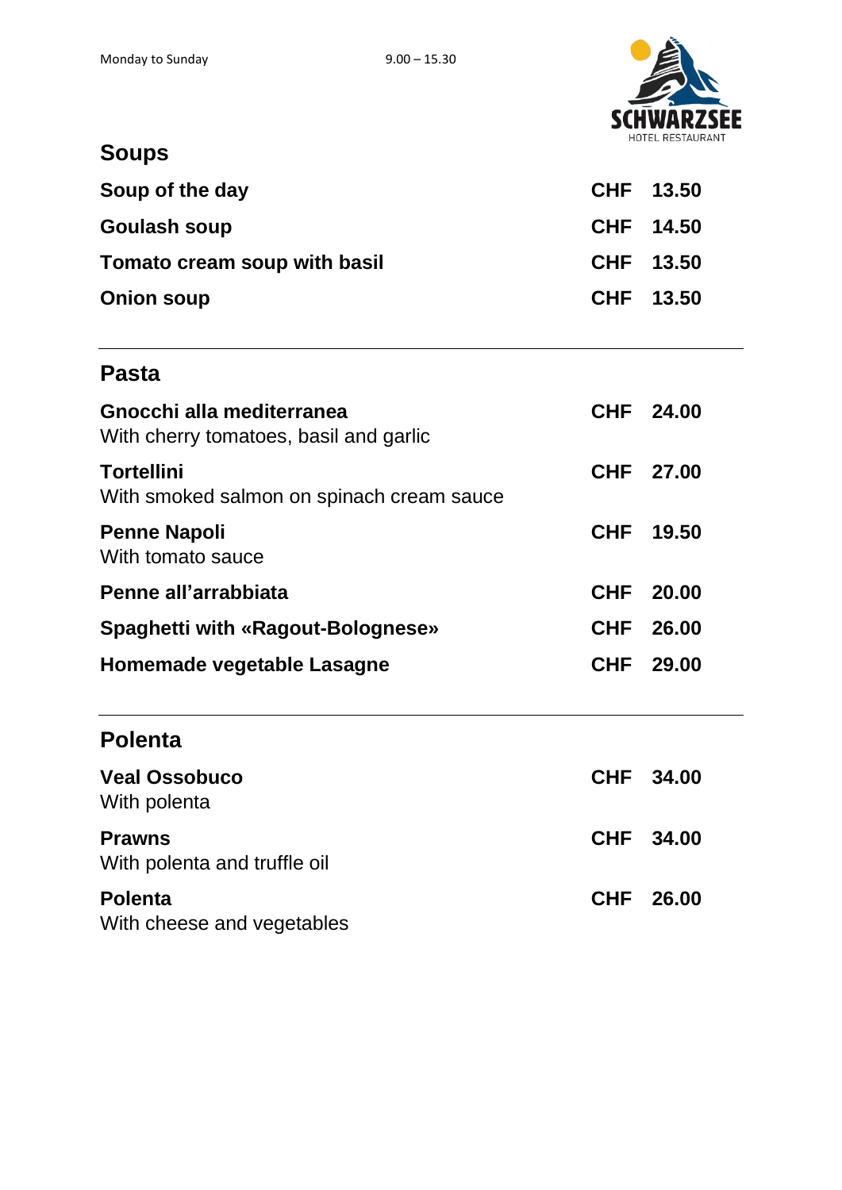Monday to Sunday 9.00 – 15.30

SCHWARZSEE
HOTEL RESTAURANT

## Soups

| | |
|---|---|
| **Soup of the day** | **CHF 13.50** |
| **Goulash soup** | **CHF 14.50** |
| **Tomato cream soup with basil** | **CHF 13.50** |
| **Onion soup** | **CHF 13.50** |

---

## Pasta

| | |
|---|---|
| **Gnocchi alla mediterranea**<br>With cherry tomatoes, basil and garlic | **CHF 24.00** |
| **Tortellini**<br>With smoked salmon on spinach cream sauce | **CHF 27.00** |
| **Penne Napoli**<br>With tomato sauce | **CHF 19.50** |
| **Penne all'arrabbiata** | **CHF 20.00** |
| **Spaghetti with «Ragout-Bolognese»** | **CHF 26.00** |
| **Homemade vegetable Lasagne** | **CHF 29.00** |

---

## Polenta

| | |
|---|---|
| **Veal Ossobuco**<br>With polenta | **CHF 34.00** |
| **Prawns**<br>With polenta and truffle oil | **CHF 34.00** |
| **Polenta**<br>With cheese and vegetables | **CHF 26.00** |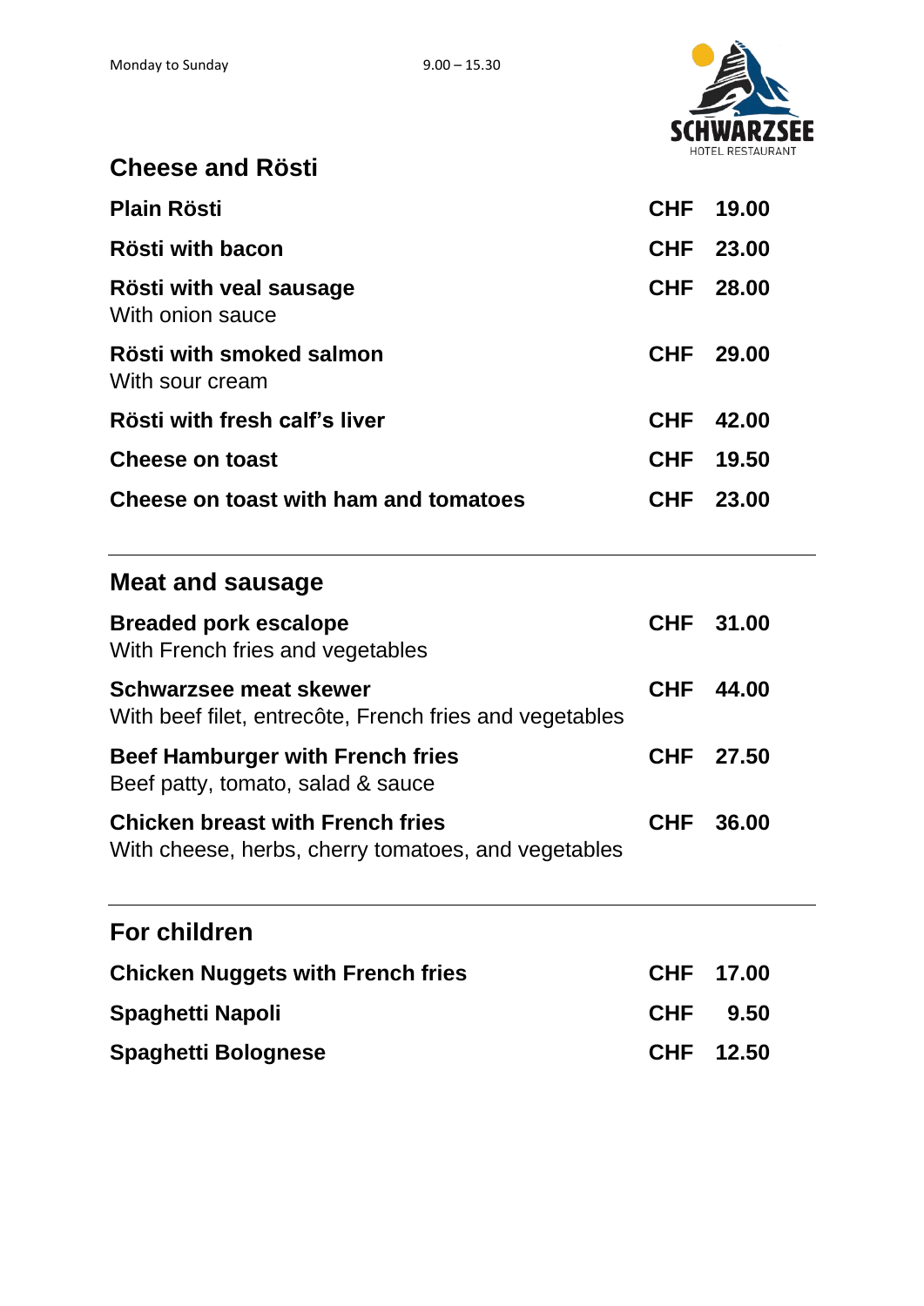Monday to Sunday 9.00 – 15.30

SCHWARZSEE
HOTEL RESTAURANT

## Cheese and Rösti

**Plain Rösti** — **CHF 19.00**

**Rösti with bacon** — **CHF 23.00**

**Rösti with veal sausage** — **CHF 28.00**
With onion sauce

**Rösti with smoked salmon** — **CHF 29.00**
With sour cream

**Rösti with fresh calf's liver** — **CHF 42.00**

**Cheese on toast** — **CHF 19.50**

**Cheese on toast with ham and tomatoes** — **CHF 23.00**

---

## Meat and sausage

**Breaded pork escalope** — **CHF 31.00**
With French fries and vegetables

**Schwarzsee meat skewer** — **CHF 44.00**
With beef filet, entrecôte, French fries and vegetables

**Beef Hamburger with French fries** — **CHF 27.50**
Beef patty, tomato, salad & sauce

**Chicken breast with French fries** — **CHF 36.00**
With cheese, herbs, cherry tomatoes, and vegetables

---

## For children

**Chicken Nuggets with French fries** — **CHF 17.00**

**Spaghetti Napoli** — **CHF 9.50**

**Spaghetti Bolognese** — **CHF 12.50**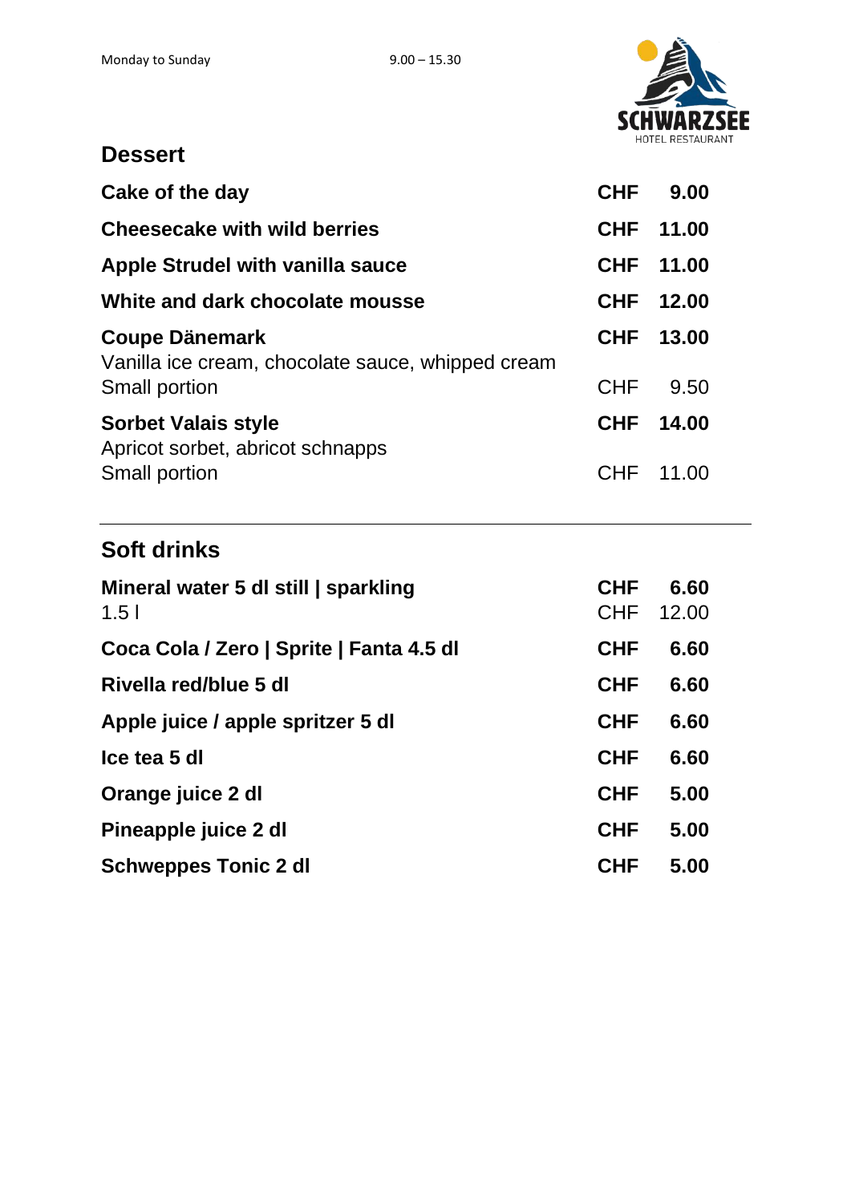Monday to Sunday 9.00 – 15.30

SCHWARZSEE
HOTEL RESTAURANT

## Dessert

| | | |
|---|---|---|
| **Cake of the day** | **CHF** | **9.00** |
| **Cheesecake with wild berries** | **CHF** | **11.00** |
| **Apple Strudel with vanilla sauce** | **CHF** | **11.00** |
| **White and dark chocolate mousse** | **CHF** | **12.00** |
| **Coupe Dänemark**<br>Vanilla ice cream, chocolate sauce, whipped cream | **CHF** | **13.00** |
| Small portion | CHF | 9.50 |
| **Sorbet Valais style**<br>Apricot sorbet, abricot schnapps | **CHF** | **14.00** |
| Small portion | CHF | 11.00 |

---

## Soft drinks

| | | |
|---|---|---|
| **Mineral water 5 dl still \| sparkling** | **CHF** | **6.60** |
| 1.5 l | CHF | 12.00 |
| **Coca Cola / Zero \| Sprite \| Fanta 4.5 dl** | **CHF** | **6.60** |
| **Rivella red/blue 5 dl** | **CHF** | **6.60** |
| **Apple juice / apple spritzer 5 dl** | **CHF** | **6.60** |
| **Ice tea 5 dl** | **CHF** | **6.60** |
| **Orange juice 2 dl** | **CHF** | **5.00** |
| **Pineapple juice 2 dl** | **CHF** | **5.00** |
| **Schweppes Tonic 2 dl** | **CHF** | **5.00** |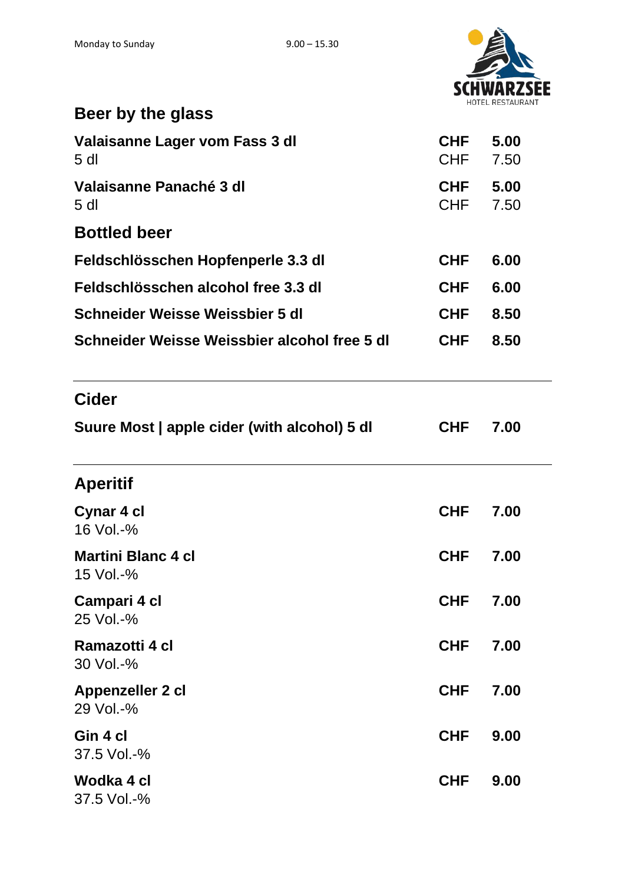Monday to Sunday 9.00 – 15.30

SCHWARZSEE
HOTEL RESTAURANT

## Beer by the glass

| | | |
|---|---|---|
| **Valaisanne Lager vom Fass 3 dl** | **CHF** | **5.00** |
| 5 dl | CHF | 7.50 |
| **Valaisanne Panaché 3 dl** | **CHF** | **5.00** |
| 5 dl | CHF | 7.50 |

## Bottled beer

| | | |
|---|---|---|
| **Feldschlösschen Hopfenperle 3.3 dl** | **CHF** | **6.00** |
| **Feldschlösschen alcohol free 3.3 dl** | **CHF** | **6.00** |
| **Schneider Weisse Weissbier 5 dl** | **CHF** | **8.50** |
| **Schneider Weisse Weissbier alcohol free 5 dl** | **CHF** | **8.50** |

---

## Cider

| | | |
|---|---|---|
| **Suure Most \| apple cider (with alcohol) 5 dl** | **CHF** | **7.00** |

---

## Aperitif

| | | |
|---|---|---|
| **Cynar 4 cl**<br>16 Vol.-% | **CHF** | **7.00** |
| **Martini Blanc 4 cl**<br>15 Vol.-% | **CHF** | **7.00** |
| **Campari 4 cl**<br>25 Vol.-% | **CHF** | **7.00** |
| **Ramazotti 4 cl**<br>30 Vol.-% | **CHF** | **7.00** |
| **Appenzeller 2 cl**<br>29 Vol.-% | **CHF** | **7.00** |
| **Gin 4 cl**<br>37.5 Vol.-% | **CHF** | **9.00** |
| **Wodka 4 cl**<br>37.5 Vol.-% | **CHF** | **9.00** |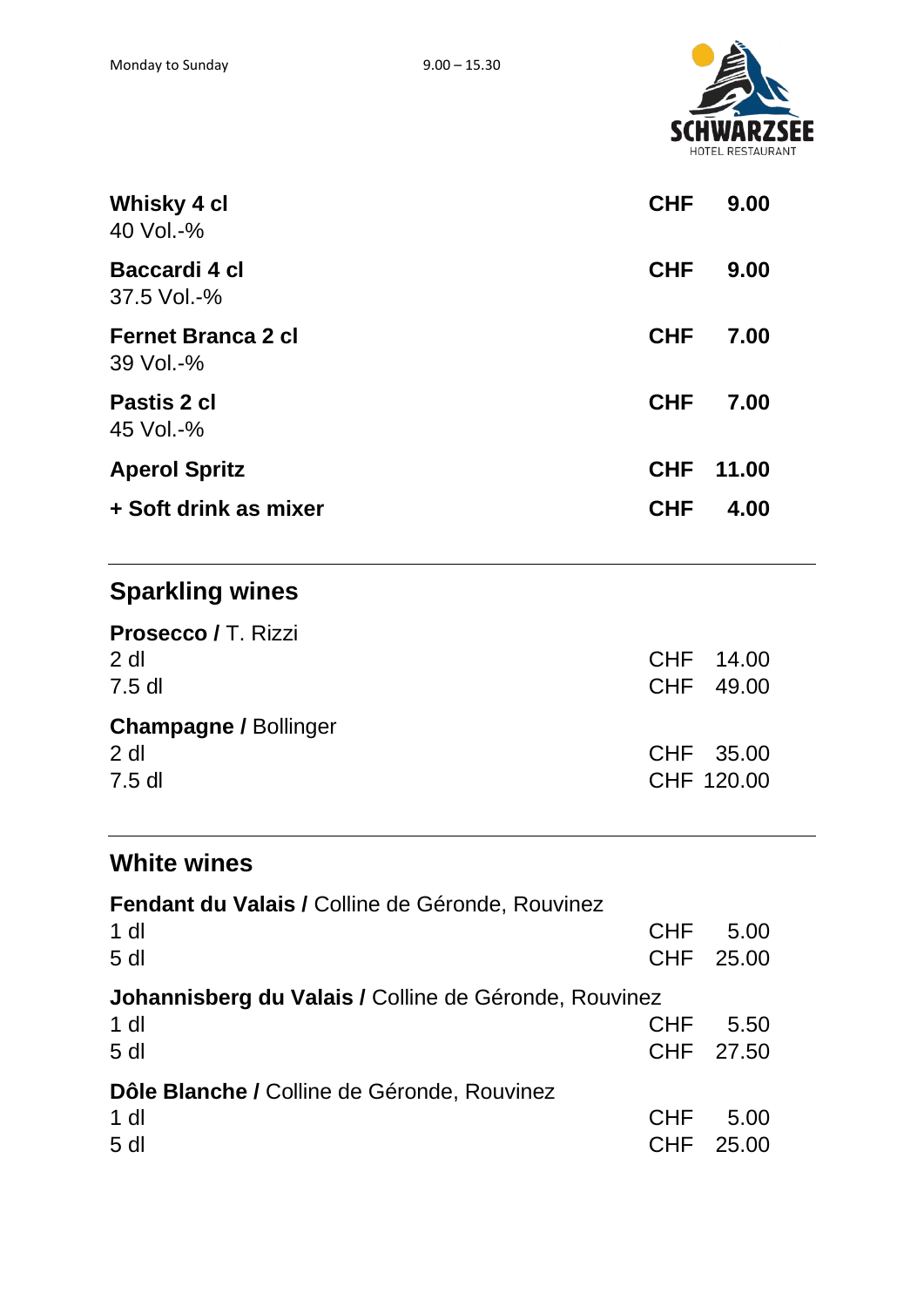Monday to Sunday 9.00 – 15.30

SCHWARZSEE
HOTEL RESTAURANT

**Whisky 4 cl** **CHF 9.00**
40 Vol.-%

**Baccardi 4 cl** **CHF 9.00**
37.5 Vol.-%

**Fernet Branca 2 cl** **CHF 7.00**
39 Vol.-%

**Pastis 2 cl** **CHF 7.00**
45 Vol.-%

**Aperol Spritz** **CHF 11.00**

**+ Soft drink as mixer** **CHF 4.00**

---

## Sparkling wines

**Prosecco /** T. Rizzi
2 dl CHF 14.00
7.5 dl CHF 49.00

**Champagne /** Bollinger
2 dl CHF 35.00
7.5 dl CHF 120.00

---

## White wines

**Fendant du Valais /** Colline de Géronde, Rouvinez
1 dl CHF 5.00
5 dl CHF 25.00

**Johannisberg du Valais /** Colline de Géronde, Rouvinez
1 dl CHF 5.50
5 dl CHF 27.50

**Dôle Blanche /** Colline de Géronde, Rouvinez
1 dl CHF 5.00
5 dl CHF 25.00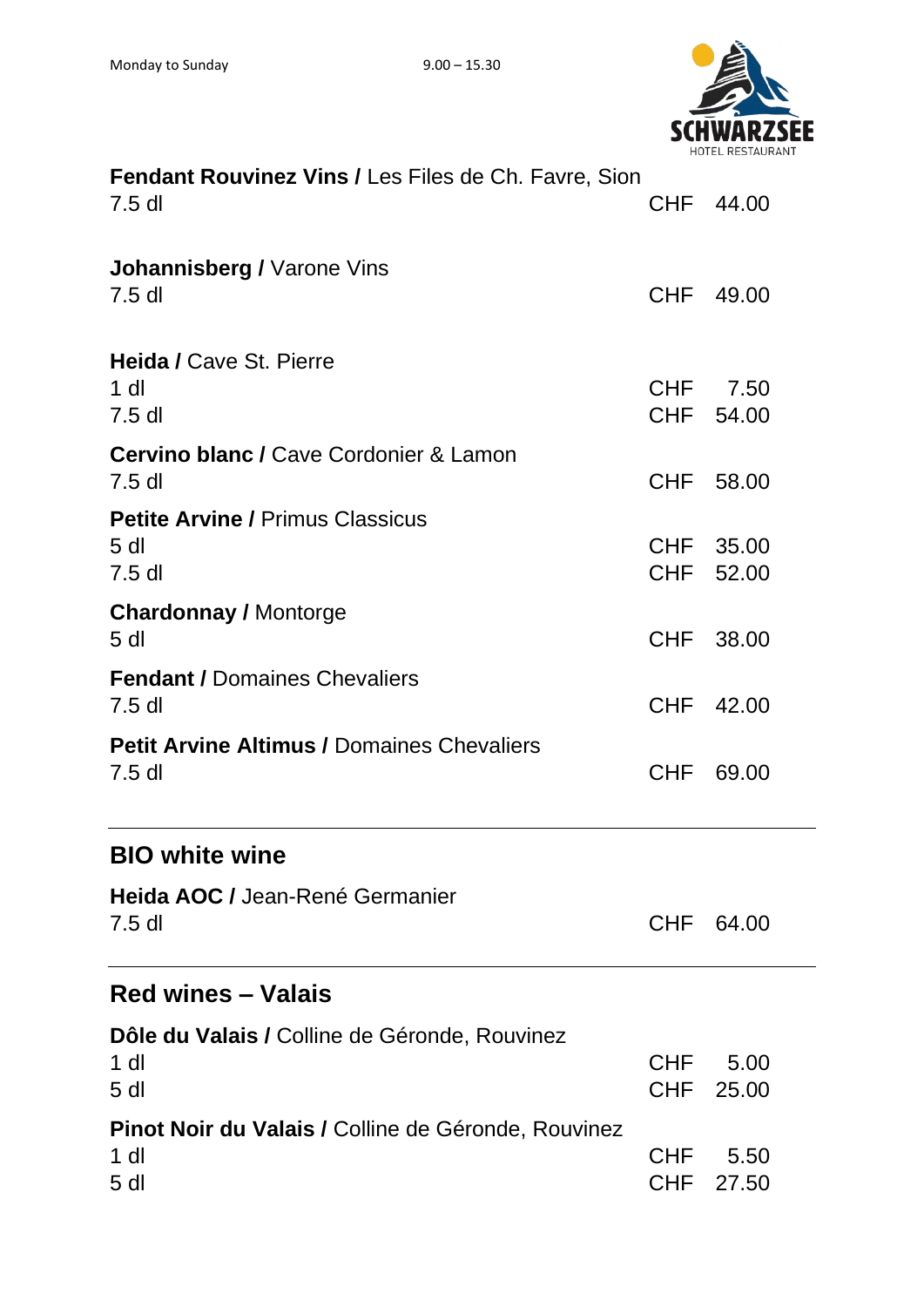Monday to Sunday 9.00 – 15.30

SCHWARZSEE
HOTEL RESTAURANT

**Fendant Rouvinez Vins /** Les Files de Ch. Favre, Sion

| | |
|---|---|
| 7.5 dl | CHF 44.00 |

**Johannisberg /** Varone Vins

| | |
|---|---|
| 7.5 dl | CHF 49.00 |

**Heida /** Cave St. Pierre

| | |
|---|---|
| 1 dl | CHF 7.50 |
| 7.5 dl | CHF 54.00 |

**Cervino blanc /** Cave Cordonier & Lamon

| | |
|---|---|
| 7.5 dl | CHF 58.00 |

**Petite Arvine /** Primus Classicus

| | |
|---|---|
| 5 dl | CHF 35.00 |
| 7.5 dl | CHF 52.00 |

**Chardonnay /** Montorge

| | |
|---|---|
| 5 dl | CHF 38.00 |

**Fendant /** Domaines Chevaliers

| | |
|---|---|
| 7.5 dl | CHF 42.00 |

**Petit Arvine Altimus /** Domaines Chevaliers

| | |
|---|---|
| 7.5 dl | CHF 69.00 |

---

## BIO white wine

**Heida AOC /** Jean-René Germanier

| | |
|---|---|
| 7.5 dl | CHF 64.00 |

---

## Red wines – Valais

**Dôle du Valais /** Colline de Géronde, Rouvinez

| | |
|---|---|
| 1 dl | CHF 5.00 |
| 5 dl | CHF 25.00 |

**Pinot Noir du Valais /** Colline de Géronde, Rouvinez

| | |
|---|---|
| 1 dl | CHF 5.50 |
| 5 dl | CHF 27.50 |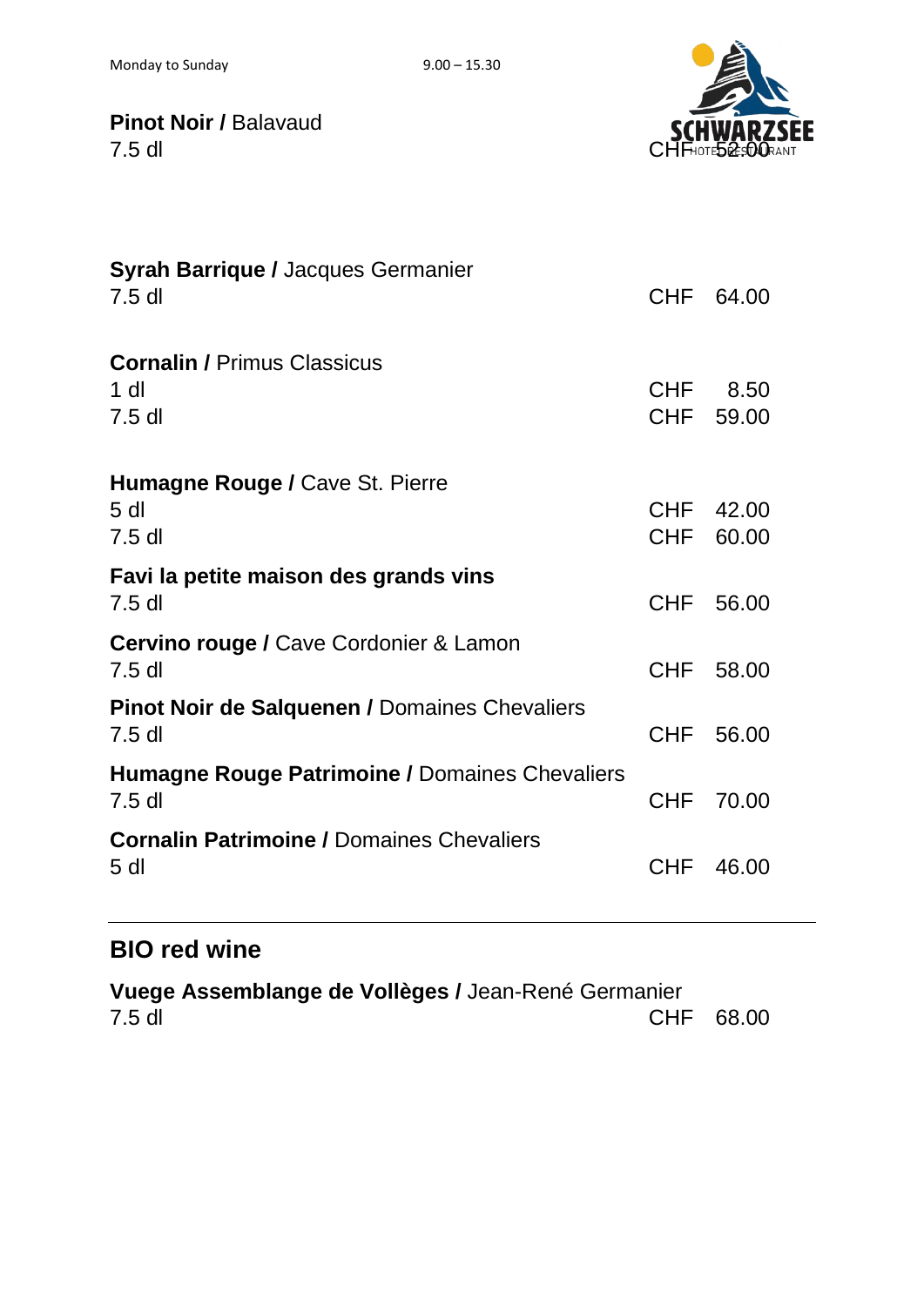Monday to Sunday 9.00 – 15.30

**Pinot Noir /** Balavaud
7.5 dl CHF 52.00

**Syrah Barrique /** Jacques Germanier
7.5 dl CHF 64.00

**Cornalin /** Primus Classicus
1 dl CHF 8.50
7.5 dl CHF 59.00

**Humagne Rouge /** Cave St. Pierre
5 dl CHF 42.00
7.5 dl CHF 60.00

**Favi la petite maison des grands vins**
7.5 dl CHF 56.00

**Cervino rouge /** Cave Cordonier & Lamon
7.5 dl CHF 58.00

**Pinot Noir de Salquenen /** Domaines Chevaliers
7.5 dl CHF 56.00

**Humagne Rouge Patrimoine /** Domaines Chevaliers
7.5 dl CHF 70.00

**Cornalin Patrimoine /** Domaines Chevaliers
5 dl CHF 46.00

---

## BIO red wine

**Vuege Assemblange de Vollèges /** Jean-René Germanier
7.5 dl CHF 68.00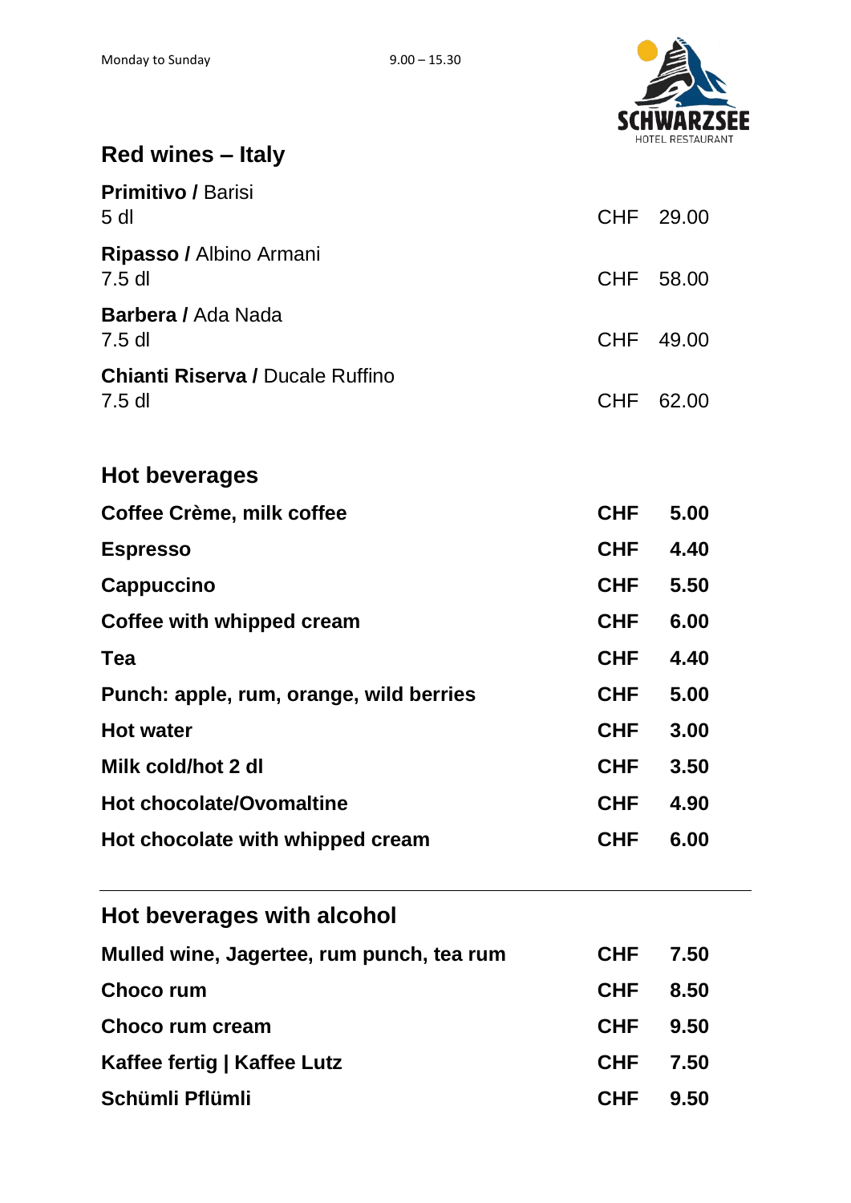Monday to Sunday 9.00 – 15.30

SCHWARZSEE
HOTEL RESTAURANT

## Red wines – Italy

| | |
|---|---|
| **Primitivo /** Barisi<br>5 dl | CHF 29.00 |
| **Ripasso /** Albino Armani<br>7.5 dl | CHF 58.00 |
| **Barbera /** Ada Nada<br>7.5 dl | CHF 49.00 |
| **Chianti Riserva /** Ducale Ruffino<br>7.5 dl | CHF 62.00 |

## Hot beverages

| | |
|---|---|
| **Coffee Crème, milk coffee** | **CHF 5.00** |
| **Espresso** | **CHF 4.40** |
| **Cappuccino** | **CHF 5.50** |
| **Coffee with whipped cream** | **CHF 6.00** |
| **Tea** | **CHF 4.40** |
| **Punch: apple, rum, orange, wild berries** | **CHF 5.00** |
| **Hot water** | **CHF 3.00** |
| **Milk cold/hot 2 dl** | **CHF 3.50** |
| **Hot chocolate/Ovomaltine** | **CHF 4.90** |
| **Hot chocolate with whipped cream** | **CHF 6.00** |

---

## Hot beverages with alcohol

| | |
|---|---|
| **Mulled wine, Jagertee, rum punch, tea rum** | **CHF 7.50** |
| **Choco rum** | **CHF 8.50** |
| **Choco rum cream** | **CHF 9.50** |
| **Kaffee fertig \| Kaffee Lutz** | **CHF 7.50** |
| **Schümli Pflümli** | **CHF 9.50** |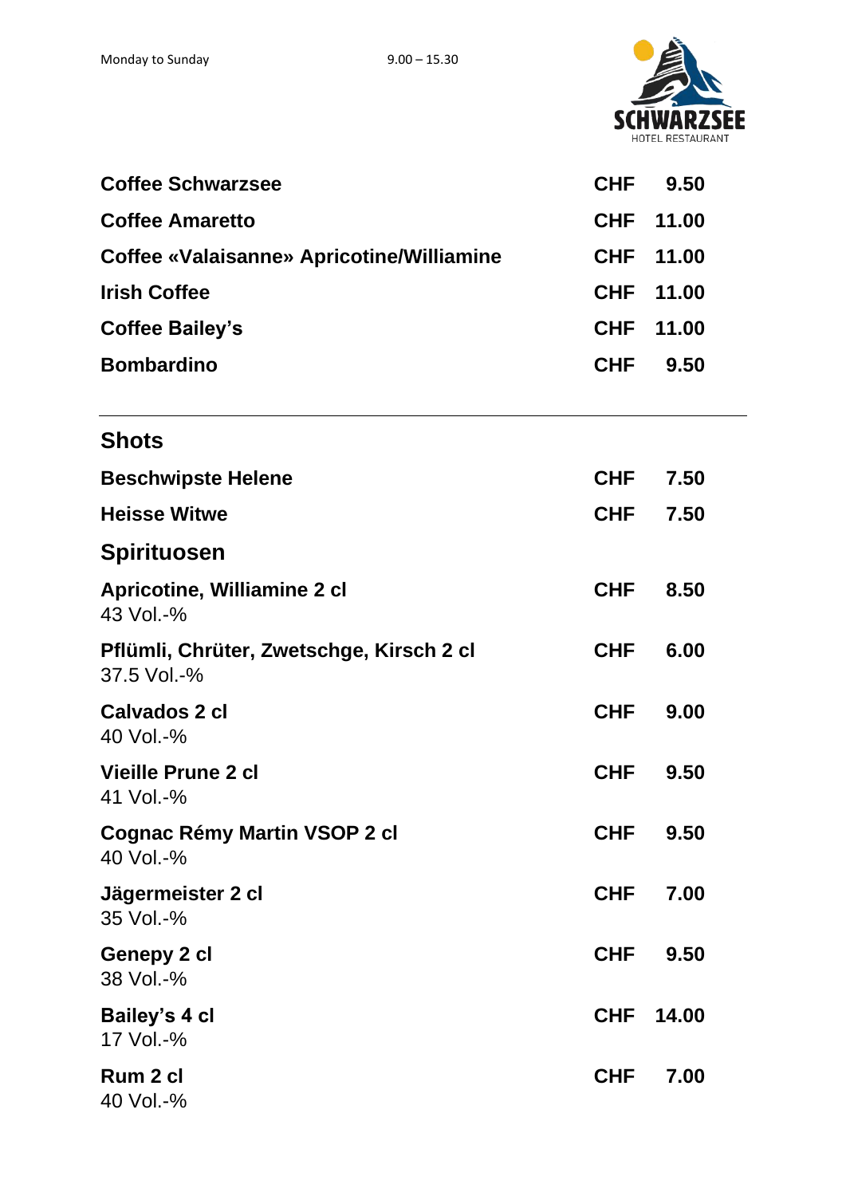Monday to Sunday 9.00 – 15.30

SCHWARZSEE
HOTEL RESTAURANT

| | | |
|---|---|---|
| **Coffee Schwarzsee** | **CHF** | **9.50** |
| **Coffee Amaretto** | **CHF** | **11.00** |
| **Coffee «Valaisanne» Apricotine/Williamine** | **CHF** | **11.00** |
| **Irish Coffee** | **CHF** | **11.00** |
| **Coffee Bailey's** | **CHF** | **11.00** |
| **Bombardino** | **CHF** | **9.50** |

---

## Shots

| | | |
|---|---|---|
| **Beschwipste Helene** | **CHF** | **7.50** |
| **Heisse Witwe** | **CHF** | **7.50** |

## Spirituosen

| | | |
|---|---|---|
| **Apricotine, Williamine 2 cl**<br>43 Vol.-% | **CHF** | **8.50** |
| **Pflümli, Chrüter, Zwetschge, Kirsch 2 cl**<br>37.5 Vol.-% | **CHF** | **6.00** |
| **Calvados 2 cl**<br>40 Vol.-% | **CHF** | **9.00** |
| **Vieille Prune 2 cl**<br>41 Vol.-% | **CHF** | **9.50** |
| **Cognac Rémy Martin VSOP 2 cl**<br>40 Vol.-% | **CHF** | **9.50** |
| **Jägermeister 2 cl**<br>35 Vol.-% | **CHF** | **7.00** |
| **Genepy 2 cl**<br>38 Vol.-% | **CHF** | **9.50** |
| **Bailey's 4 cl**<br>17 Vol.-% | **CHF** | **14.00** |
| **Rum 2 cl**<br>40 Vol.-% | **CHF** | **7.00** |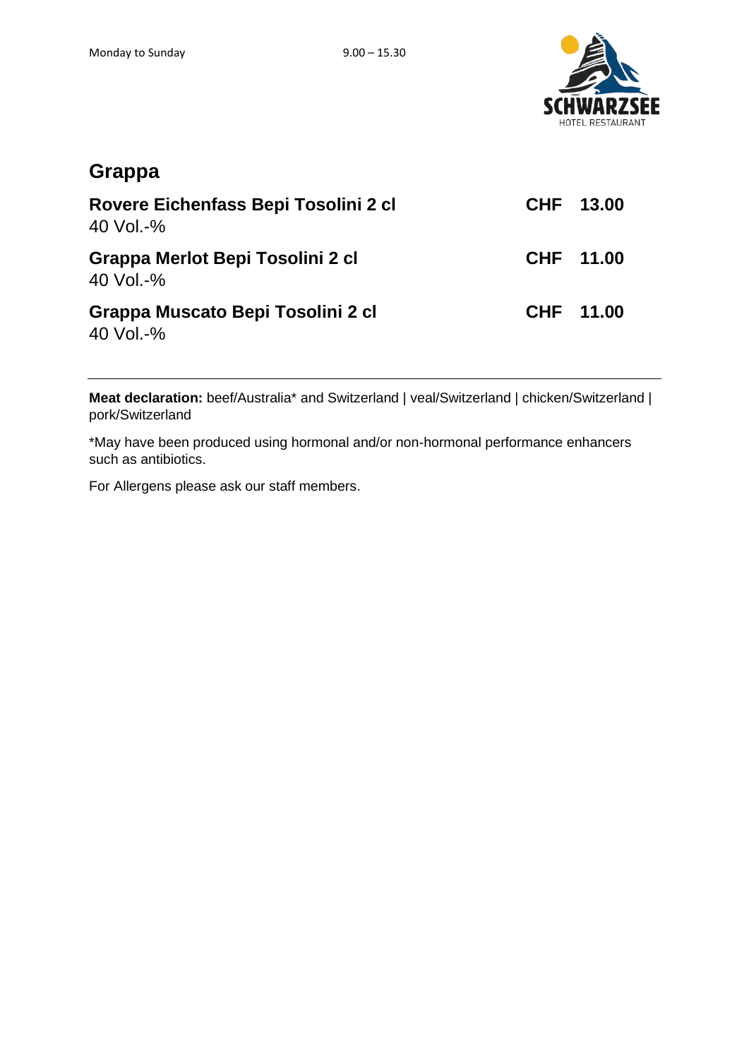Monday to Sunday 9.00 – 15.30

SCHWARZSEE
HOTEL RESTAURANT

## Grappa

**Rovere Eichenfass Bepi Tosolini 2 cl** **CHF 13.00**
40 Vol.-%

**Grappa Merlot Bepi Tosolini 2 cl** **CHF 11.00**
40 Vol.-%

**Grappa Muscato Bepi Tosolini 2 cl** **CHF 11.00**
40 Vol.-%

---

**Meat declaration:** beef/Australia* and Switzerland | veal/Switzerland | chicken/Switzerland | pork/Switzerland

*May have been produced using hormonal and/or non-hormonal performance enhancers such as antibiotics.

For Allergens please ask our staff members.